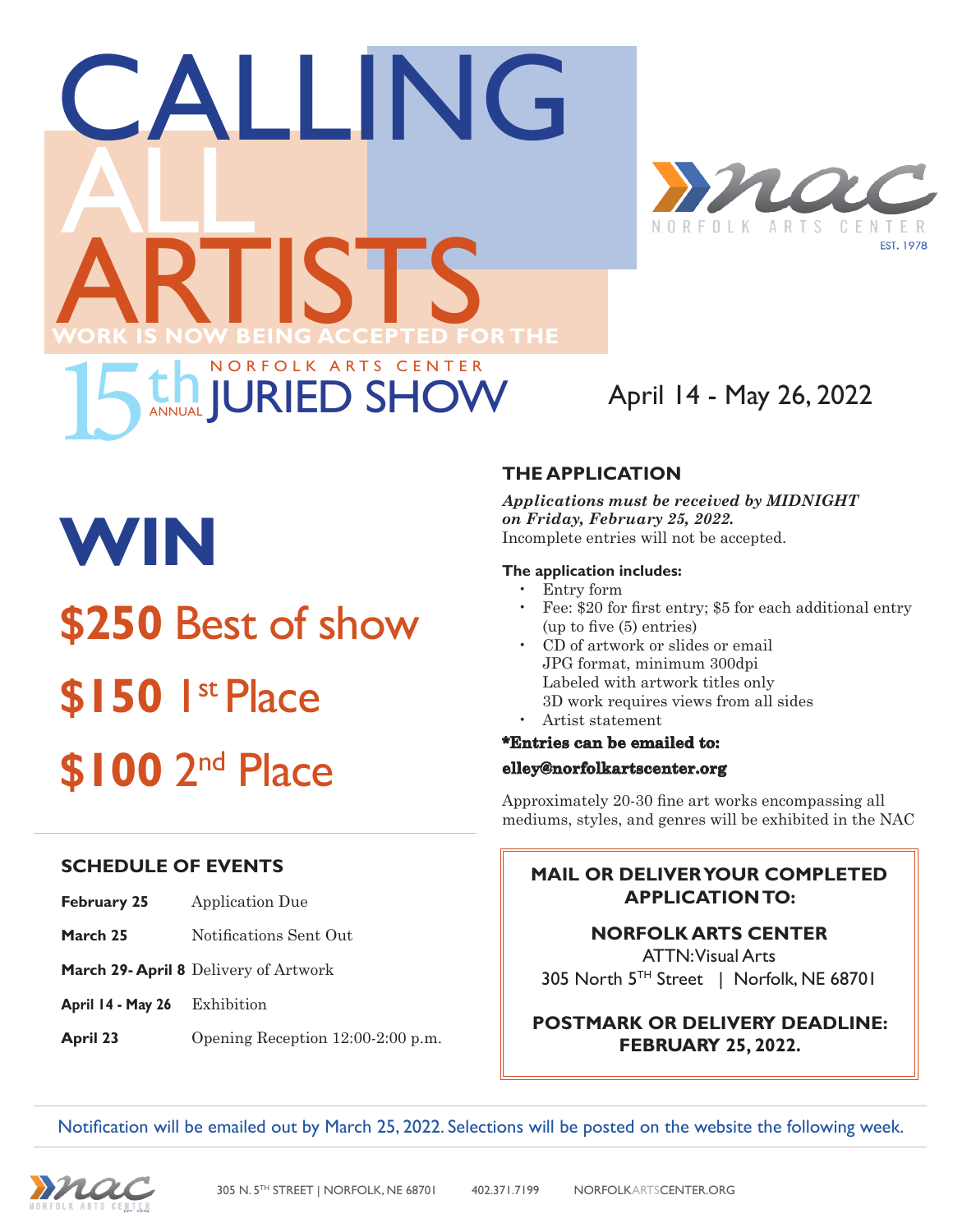# CALLING ALL ARTISTS

NORFOLK ARTS CENTER
EST. 1978

WORK IS NOW BEING ACCEPTED FOR THE

## 15th ANNUAL NORFOLK ARTS CENTER JURIED SHOW

April 14 - May 26, 2022

# WIN

## $250 Best of show

## $150 1st Place

## $100 2nd Place

### THE APPLICATION

***Applications must be received by MIDNIGHT on Friday, February 25, 2022.***
Incomplete entries will not be accepted.

**The application includes:**

- Entry form
- Fee: $20 for first entry; $5 for each additional entry (up to five (5) entries)
- CD of artwork or slides or email JPG format, minimum 300dpi Labeled with artwork titles only 3D work requires views from all sides
- Artist statement

**\*Entries can be emailed to: elley@norfolkartscenter.org**

Approximately 20-30 fine art works encompassing all mediums, styles, and genres will be exhibited in the NAC

### SCHEDULE OF EVENTS

| | |
|---|---|
| **February 25** | Application Due |
| **March 25** | Notifications Sent Out |
| **March 29- April 8** | Delivery of Artwork |
| **April 14 - May 26** | Exhibition |
| **April 23** | Opening Reception 12:00-2:00 p.m. |

**MAIL OR DELIVER YOUR COMPLETED APPLICATION TO:**

**NORFOLK ARTS CENTER**
ATTN: Visual Arts
305 North 5TH Street | Norfolk, NE 68701

**POSTMARK OR DELIVERY DEADLINE: FEBRUARY 25, 2022.**

Notification will be emailed out by March 25, 2022. Selections will be posted on the website the following week.

305 N. 5TH STREET | NORFOLK, NE 68701 402.371.7199 NORFOLKARTSCENTER.ORG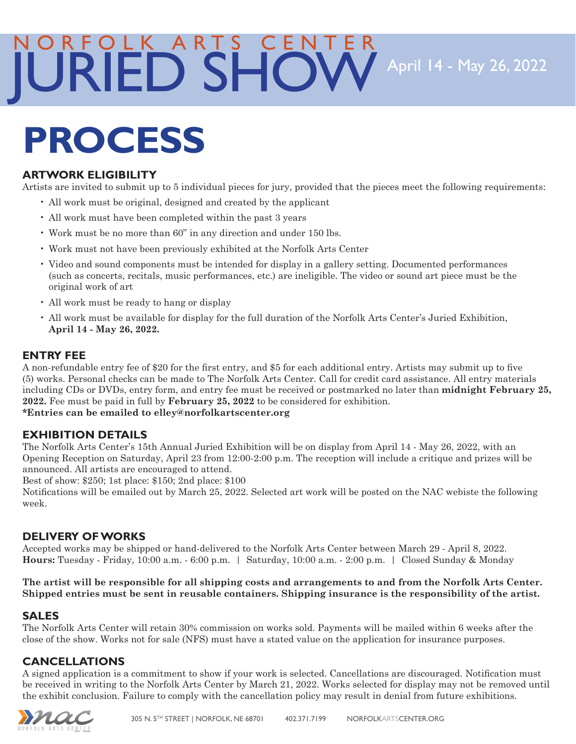# NORFOLK ARTS CENTER JURIED SHOW

April 14 - May 26, 2022

# PROCESS

## ARTWORK ELIGIBILITY

Artists are invited to submit up to 5 individual pieces for jury, provided that the pieces meet the following requirements:

- All work must be original, designed and created by the applicant
- All work must have been completed within the past 3 years
- Work must be no more than 60" in any direction and under 150 lbs.
- Work must not have been previously exhibited at the Norfolk Arts Center
- Video and sound components must be intended for display in a gallery setting. Documented performances (such as concerts, recitals, music performances, etc.) are ineligible. The video or sound art piece must be the original work of art
- All work must be ready to hang or display
- All work must be available for display for the full duration of the Norfolk Arts Center's Juried Exhibition, **April 14 - May 26, 2022.**

## ENTRY FEE

A non-refundable entry fee of $20 for the first entry, and $5 for each additional entry. Artists may submit up to five (5) works. Personal checks can be made to The Norfolk Arts Center. Call for credit card assistance. All entry materials including CDs or DVDs, entry form, and entry fee must be received or postmarked no later than **midnight February 25, 2022.** Fee must be paid in full by **February 25, 2022** to be considered for exhibition.

**\*Entries can be emailed to elley@norfolkartscenter.org**

## EXHIBITION DETAILS

The Norfolk Arts Center's 15th Annual Juried Exhibition will be on display from April 14 - May 26, 2022, with an Opening Reception on Saturday, April 23 from 12:00-2:00 p.m. The reception will include a critique and prizes will be announced. All artists are encouraged to attend.

Best of show: $250; 1st place: $150; 2nd place: $100

Notifications will be emailed out by March 25, 2022. Selected art work will be posted on the NAC webiste the following week.

## DELIVERY OF WORKS

Accepted works may be shipped or hand-delivered to the Norfolk Arts Center between March 29 - April 8, 2022.

**Hours:** Tuesday - Friday, 10:00 a.m. - 6:00 p.m. | Saturday, 10:00 a.m. - 2:00 p.m. | Closed Sunday & Monday

**The artist will be responsible for all shipping costs and arrangements to and from the Norfolk Arts Center. Shipped entries must be sent in reusable containers. Shipping insurance is the responsibility of the artist.**

## SALES

The Norfolk Arts Center will retain 30% commission on works sold. Payments will be mailed within 6 weeks after the close of the show. Works not for sale (NFS) must have a stated value on the application for insurance purposes.

## CANCELLATIONS

A signed application is a commitment to show if your work is selected. Cancellations are discouraged. Notification must be received in writing to the Norfolk Arts Center by March 21, 2022. Works selected for display may not be removed until the exhibit conclusion. Failure to comply with the cancellation policy may result in denial from future exhibitions.

305 N. 5TH STREET | NORFOLK, NE 68701    402.371.7199    NORFOLKARTSCENTER.ORG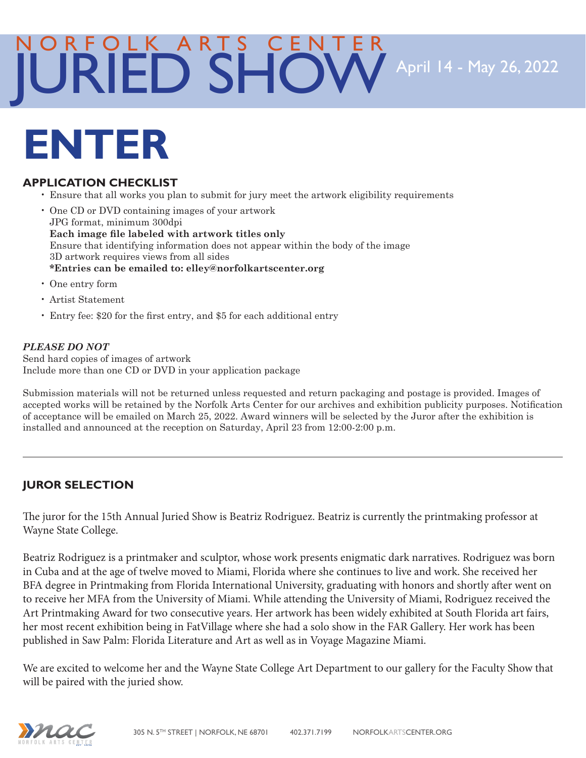NORFOLK ARTS CENTER

# JURIED SHOW

April 14 - May 26, 2022

# ENTER

## APPLICATION CHECKLIST

- Ensure that all works you plan to submit for jury meet the artwork eligibility requirements
- One CD or DVD containing images of your artwork
  JPG format, minimum 300dpi
  **Each image file labeled with artwork titles only**
  Ensure that identifying information does not appear within the body of the image
  3D artwork requires views from all sides
  **\*Entries can be emailed to: elley@norfolkartscenter.org**
- One entry form
- Artist Statement
- Entry fee: $20 for the first entry, and $5 for each additional entry

***PLEASE DO NOT***
Send hard copies of images of artwork
Include more than one CD or DVD in your application package

Submission materials will not be returned unless requested and return packaging and postage is provided. Images of accepted works will be retained by the Norfolk Arts Center for our archives and exhibition publicity purposes. Notification of acceptance will be emailed on March 25, 2022. Award winners will be selected by the Juror after the exhibition is installed and announced at the reception on Saturday, April 23 from 12:00-2:00 p.m.

---

## JUROR SELECTION

The juror for the 15th Annual Juried Show is Beatriz Rodriguez. Beatriz is currently the printmaking professor at Wayne State College.

Beatriz Rodriguez is a printmaker and sculptor, whose work presents enigmatic dark narratives. Rodriguez was born in Cuba and at the age of twelve moved to Miami, Florida where she continues to live and work. She received her BFA degree in Printmaking from Florida International University, graduating with honors and shortly after went on to receive her MFA from the University of Miami. While attending the University of Miami, Rodriguez received the Art Printmaking Award for two consecutive years. Her artwork has been widely exhibited at South Florida art fairs, her most recent exhibition being in FatVillage where she had a solo show in the FAR Gallery. Her work has been published in Saw Palm: Florida Literature and Art as well as in Voyage Magazine Miami.

We are excited to welcome her and the Wayne State College Art Department to our gallery for the Faculty Show that will be paired with the juried show.

305 N. 5TH STREET | NORFOLK, NE 68701 402.371.7199 NORFOLKARTSCENTER.ORG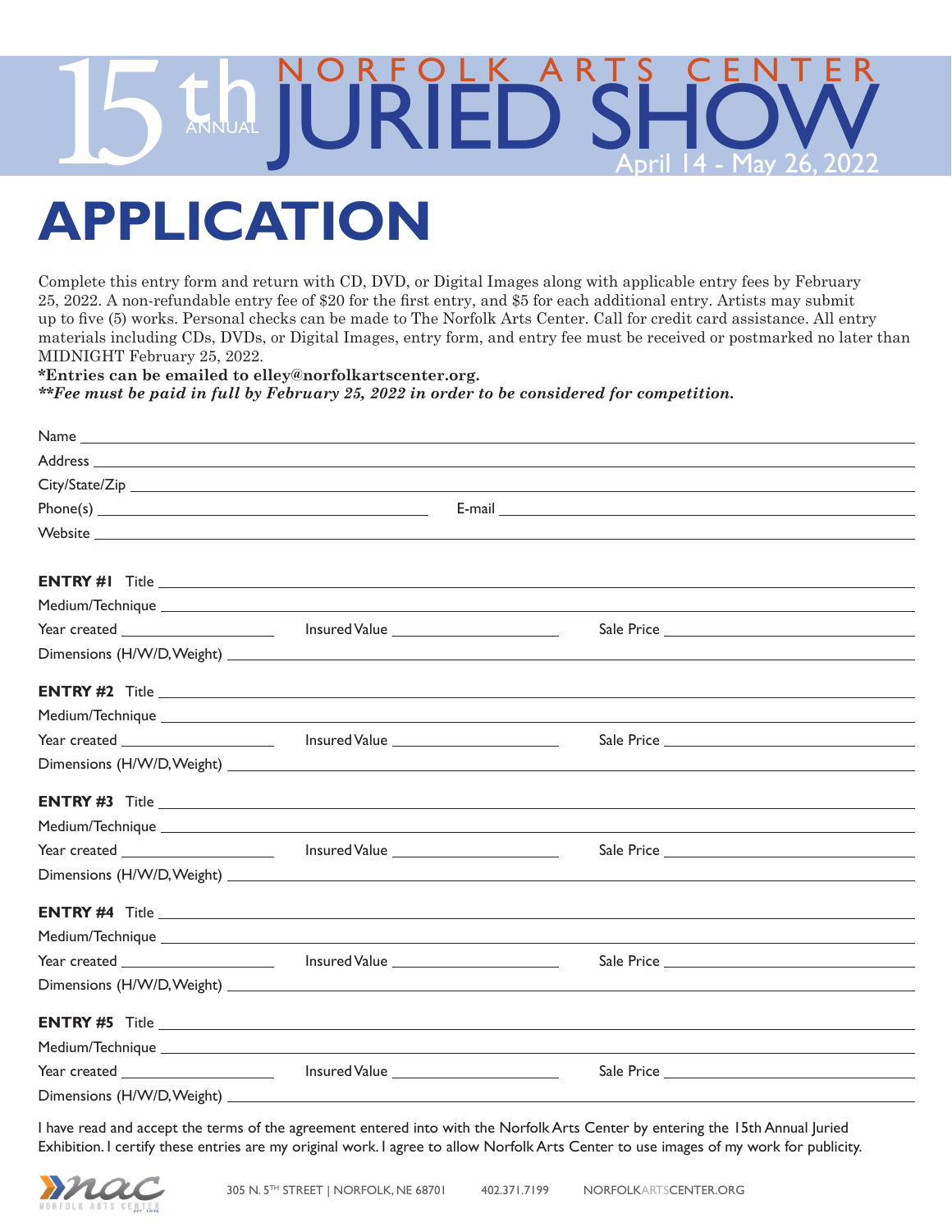# 15th ANNUAL NORFOLK ARTS CENTER JURIED SHOW

April 14 - May 26, 2022

# APPLICATION

Complete this entry form and return with CD, DVD, or Digital Images along with applicable entry fees by February 25, 2022. A non-refundable entry fee of $20 for the first entry, and $5 for each additional entry. Artists may submit up to five (5) works. Personal checks can be made to The Norfolk Arts Center. Call for credit card assistance. All entry materials including CDs, DVDs, or Digital Images, entry form, and entry fee must be received or postmarked no later than MIDNIGHT February 25, 2022.

**\*Entries can be emailed to elley@norfolkartscenter.org.**

***\*\*Fee must be paid in full by February 25, 2022 in order to be considered for competition.***

Name ______________________________

Address ______________________________

City/State/Zip ______________________________

Phone(s) ____________________ E-mail ____________________

Website ______________________________

**ENTRY #1** Title ______________________________

Medium/Technique ______________________________

Year created __________ Insured Value __________ Sale Price __________

Dimensions (H/W/D, Weight) ______________________________

**ENTRY #2** Title ______________________________

Medium/Technique ______________________________

Year created __________ Insured Value __________ Sale Price __________

Dimensions (H/W/D, Weight) ______________________________

**ENTRY #3** Title ______________________________

Medium/Technique ______________________________

Year created __________ Insured Value __________ Sale Price __________

Dimensions (H/W/D, Weight) ______________________________

**ENTRY #4** Title ______________________________

Medium/Technique ______________________________

Year created __________ Insured Value __________ Sale Price __________

Dimensions (H/W/D, Weight) ______________________________

**ENTRY #5** Title ______________________________

Medium/Technique ______________________________

Year created __________ Insured Value __________ Sale Price __________

Dimensions (H/W/D, Weight) ______________________________

I have read and accept the terms of the agreement entered into with the Norfolk Arts Center by entering the 15th Annual Juried Exhibition. I certify these entries are my original work. I agree to allow Norfolk Arts Center to use images of my work for publicity.

nac NORFOLK ARTS CENTER EST. 1979

305 N. 5TH STREET | NORFOLK, NE 68701 402.371.7199 NORFOLKARTSCENTER.ORG